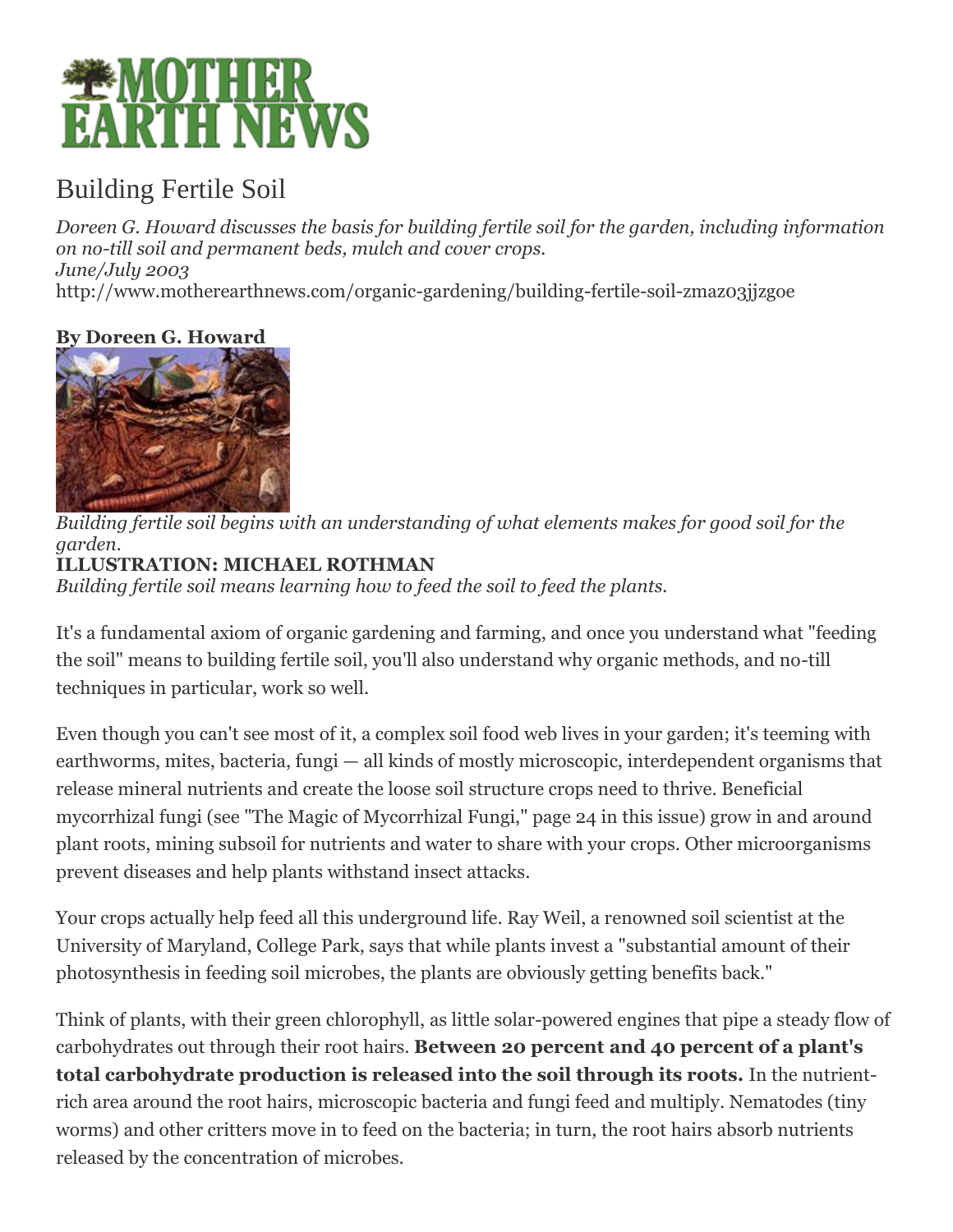# MOTHER EARTH NEWS

## Building Fertile Soil

*Doreen G. Howard discusses the basis for building fertile soil for the garden, including information on no-till soil and permanent beds, mulch and cover crops.*
*June/July 2003*
http://www.motherearthnews.com/organic-gardening/building-fertile-soil-zmaz03jjzgoe

**By Doreen G. Howard**

*Building fertile soil begins with an understanding of what elements makes for good soil for the garden.*
**ILLUSTRATION: MICHAEL ROTHMAN**
*Building fertile soil means learning how to feed the soil to feed the plants.*

It's a fundamental axiom of organic gardening and farming, and once you understand what "feeding the soil" means to building fertile soil, you'll also understand why organic methods, and no-till techniques in particular, work so well.

Even though you can't see most of it, a complex soil food web lives in your garden; it's teeming with earthworms, mites, bacteria, fungi — all kinds of mostly microscopic, interdependent organisms that release mineral nutrients and create the loose soil structure crops need to thrive. Beneficial mycorrhizal fungi (see "The Magic of Mycorrhizal Fungi," page 24 in this issue) grow in and around plant roots, mining subsoil for nutrients and water to share with your crops. Other microorganisms prevent diseases and help plants withstand insect attacks.

Your crops actually help feed all this underground life. Ray Weil, a renowned soil scientist at the University of Maryland, College Park, says that while plants invest a "substantial amount of their photosynthesis in feeding soil microbes, the plants are obviously getting benefits back."

Think of plants, with their green chlorophyll, as little solar-powered engines that pipe a steady flow of carbohydrates out through their root hairs. **Between 20 percent and 40 percent of a plant's total carbohydrate production is released into the soil through its roots.** In the nutrient-rich area around the root hairs, microscopic bacteria and fungi feed and multiply. Nematodes (tiny worms) and other critters move in to feed on the bacteria; in turn, the root hairs absorb nutrients released by the concentration of microbes.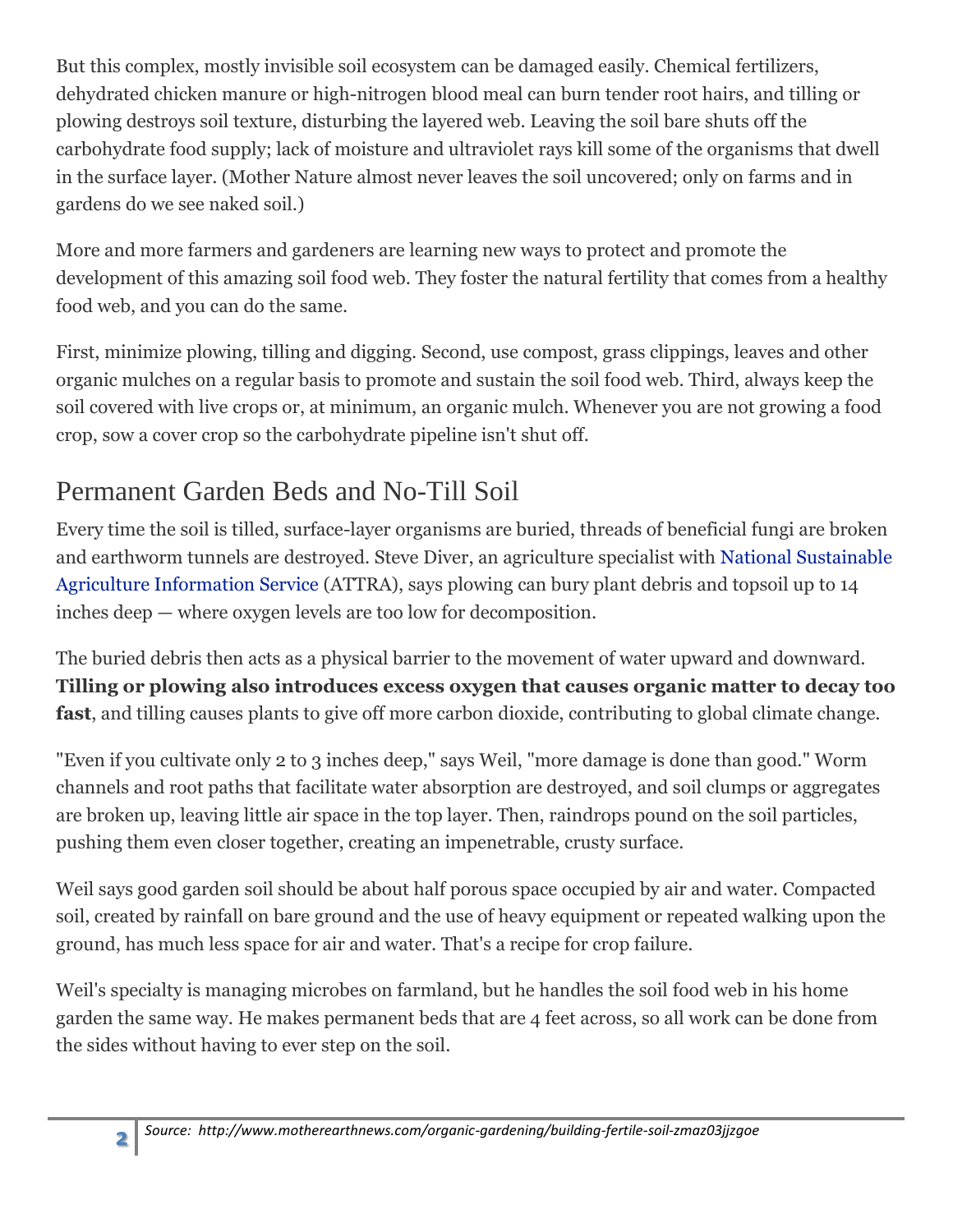But this complex, mostly invisible soil ecosystem can be damaged easily. Chemical fertilizers, dehydrated chicken manure or high-nitrogen blood meal can burn tender root hairs, and tilling or plowing destroys soil texture, disturbing the layered web. Leaving the soil bare shuts off the carbohydrate food supply; lack of moisture and ultraviolet rays kill some of the organisms that dwell in the surface layer. (Mother Nature almost never leaves the soil uncovered; only on farms and in gardens do we see naked soil.)

More and more farmers and gardeners are learning new ways to protect and promote the development of this amazing soil food web. They foster the natural fertility that comes from a healthy food web, and you can do the same.

First, minimize plowing, tilling and digging. Second, use compost, grass clippings, leaves and other organic mulches on a regular basis to promote and sustain the soil food web. Third, always keep the soil covered with live crops or, at minimum, an organic mulch. Whenever you are not growing a food crop, sow a cover crop so the carbohydrate pipeline isn't shut off.

## Permanent Garden Beds and No-Till Soil

Every time the soil is tilled, surface-layer organisms are buried, threads of beneficial fungi are broken and earthworm tunnels are destroyed. Steve Diver, an agriculture specialist with National Sustainable Agriculture Information Service (ATTRA), says plowing can bury plant debris and topsoil up to 14 inches deep — where oxygen levels are too low for decomposition.

The buried debris then acts as a physical barrier to the movement of water upward and downward. **Tilling or plowing also introduces excess oxygen that causes organic matter to decay too fast**, and tilling causes plants to give off more carbon dioxide, contributing to global climate change.

"Even if you cultivate only 2 to 3 inches deep," says Weil, "more damage is done than good." Worm channels and root paths that facilitate water absorption are destroyed, and soil clumps or aggregates are broken up, leaving little air space in the top layer. Then, raindrops pound on the soil particles, pushing them even closer together, creating an impenetrable, crusty surface.

Weil says good garden soil should be about half porous space occupied by air and water. Compacted soil, created by rainfall on bare ground and the use of heavy equipment or repeated walking upon the ground, has much less space for air and water. That's a recipe for crop failure.

Weil's specialty is managing microbes on farmland, but he handles the soil food web in his home garden the same way. He makes permanent beds that are 4 feet across, so all work can be done from the sides without having to ever step on the soil.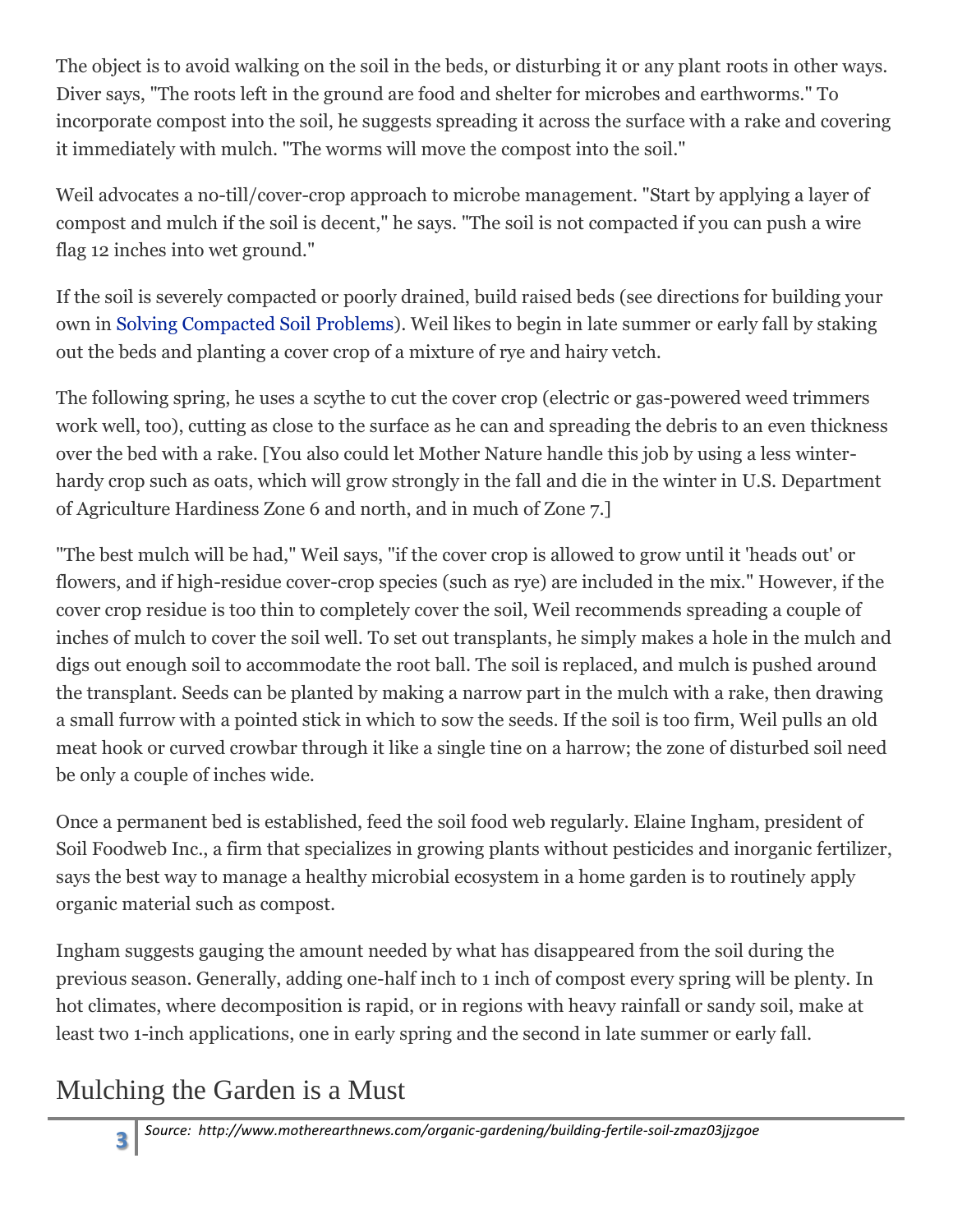The object is to avoid walking on the soil in the beds, or disturbing it or any plant roots in other ways. Diver says, "The roots left in the ground are food and shelter for microbes and earthworms." To incorporate compost into the soil, he suggests spreading it across the surface with a rake and covering it immediately with mulch. "The worms will move the compost into the soil."

Weil advocates a no-till/cover-crop approach to microbe management. "Start by applying a layer of compost and mulch if the soil is decent," he says. "The soil is not compacted if you can push a wire flag 12 inches into wet ground."

If the soil is severely compacted or poorly drained, build raised beds (see directions for building your own in Solving Compacted Soil Problems). Weil likes to begin in late summer or early fall by staking out the beds and planting a cover crop of a mixture of rye and hairy vetch.

The following spring, he uses a scythe to cut the cover crop (electric or gas-powered weed trimmers work well, too), cutting as close to the surface as he can and spreading the debris to an even thickness over the bed with a rake. [You also could let Mother Nature handle this job by using a less winter-hardy crop such as oats, which will grow strongly in the fall and die in the winter in U.S. Department of Agriculture Hardiness Zone 6 and north, and in much of Zone 7.]

"The best mulch will be had," Weil says, "if the cover crop is allowed to grow until it 'heads out' or flowers, and if high-residue cover-crop species (such as rye) are included in the mix." However, if the cover crop residue is too thin to completely cover the soil, Weil recommends spreading a couple of inches of mulch to cover the soil well. To set out transplants, he simply makes a hole in the mulch and digs out enough soil to accommodate the root ball. The soil is replaced, and mulch is pushed around the transplant. Seeds can be planted by making a narrow part in the mulch with a rake, then drawing a small furrow with a pointed stick in which to sow the seeds. If the soil is too firm, Weil pulls an old meat hook or curved crowbar through it like a single tine on a harrow; the zone of disturbed soil need be only a couple of inches wide.

Once a permanent bed is established, feed the soil food web regularly. Elaine Ingham, president of Soil Foodweb Inc., a firm that specializes in growing plants without pesticides and inorganic fertilizer, says the best way to manage a healthy microbial ecosystem in a home garden is to routinely apply organic material such as compost.

Ingham suggests gauging the amount needed by what has disappeared from the soil during the previous season. Generally, adding one-half inch to 1 inch of compost every spring will be plenty. In hot climates, where decomposition is rapid, or in regions with heavy rainfall or sandy soil, make at least two 1-inch applications, one in early spring and the second in late summer or early fall.

## Mulching the Garden is a Must

*Source: http://www.motherearthnews.com/organic-gardening/building-fertile-soil-zmaz03jjzgoe*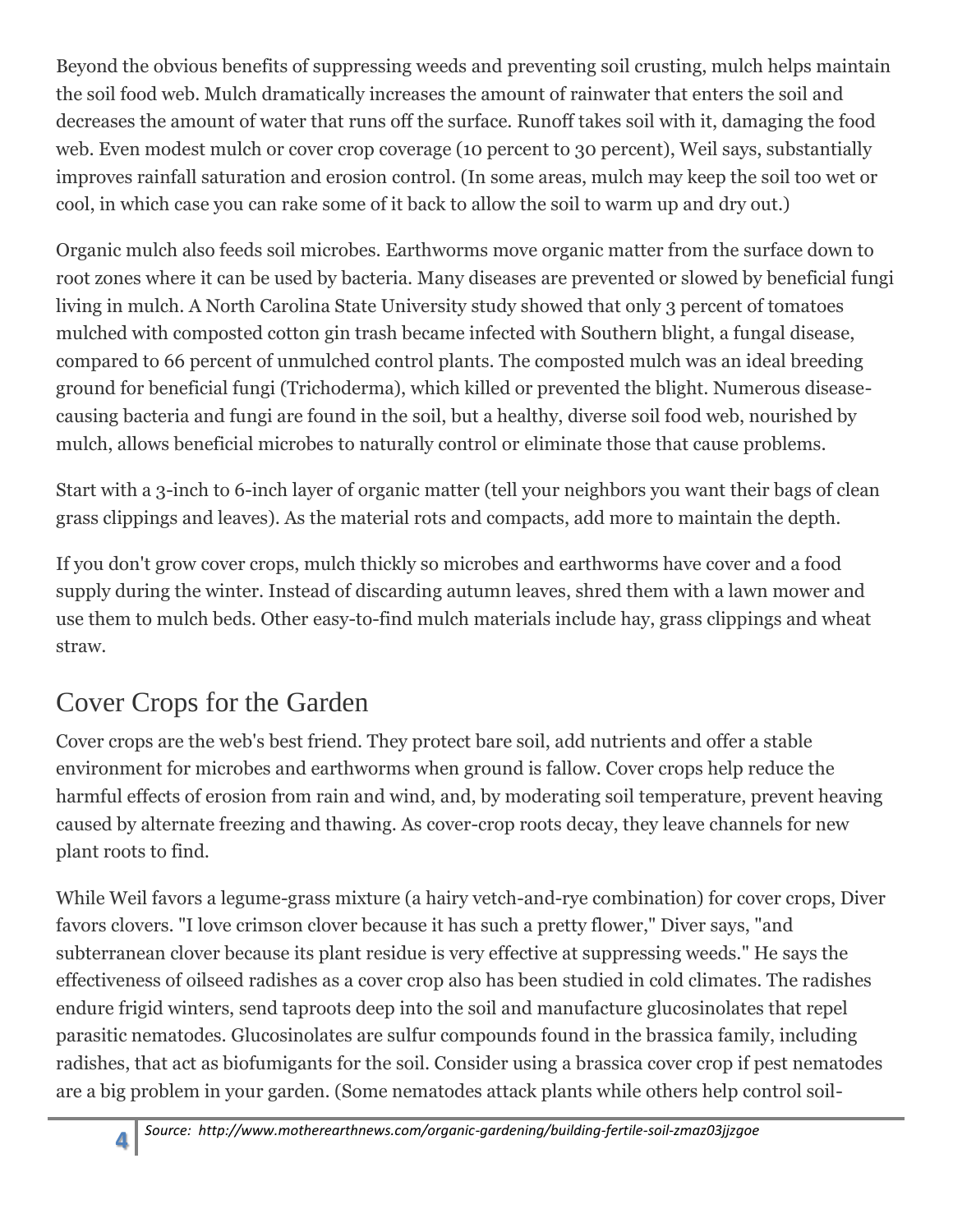Beyond the obvious benefits of suppressing weeds and preventing soil crusting, mulch helps maintain the soil food web. Mulch dramatically increases the amount of rainwater that enters the soil and decreases the amount of water that runs off the surface. Runoff takes soil with it, damaging the food web. Even modest mulch or cover crop coverage (10 percent to 30 percent), Weil says, substantially improves rainfall saturation and erosion control. (In some areas, mulch may keep the soil too wet or cool, in which case you can rake some of it back to allow the soil to warm up and dry out.)

Organic mulch also feeds soil microbes. Earthworms move organic matter from the surface down to root zones where it can be used by bacteria. Many diseases are prevented or slowed by beneficial fungi living in mulch. A North Carolina State University study showed that only 3 percent of tomatoes mulched with composted cotton gin trash became infected with Southern blight, a fungal disease, compared to 66 percent of unmulched control plants. The composted mulch was an ideal breeding ground for beneficial fungi (Trichoderma), which killed or prevented the blight. Numerous disease-causing bacteria and fungi are found in the soil, but a healthy, diverse soil food web, nourished by mulch, allows beneficial microbes to naturally control or eliminate those that cause problems.

Start with a 3-inch to 6-inch layer of organic matter (tell your neighbors you want their bags of clean grass clippings and leaves). As the material rots and compacts, add more to maintain the depth.

If you don't grow cover crops, mulch thickly so microbes and earthworms have cover and a food supply during the winter. Instead of discarding autumn leaves, shred them with a lawn mower and use them to mulch beds. Other easy-to-find mulch materials include hay, grass clippings and wheat straw.

## Cover Crops for the Garden

Cover crops are the web's best friend. They protect bare soil, add nutrients and offer a stable environment for microbes and earthworms when ground is fallow. Cover crops help reduce the harmful effects of erosion from rain and wind, and, by moderating soil temperature, prevent heaving caused by alternate freezing and thawing. As cover-crop roots decay, they leave channels for new plant roots to find.

While Weil favors a legume-grass mixture (a hairy vetch-and-rye combination) for cover crops, Diver favors clovers. "I love crimson clover because it has such a pretty flower," Diver says, "and subterranean clover because its plant residue is very effective at suppressing weeds." He says the effectiveness of oilseed radishes as a cover crop also has been studied in cold climates. The radishes endure frigid winters, send taproots deep into the soil and manufacture glucosinolates that repel parasitic nematodes. Glucosinolates are sulfur compounds found in the brassica family, including radishes, that act as biofumigants for the soil. Consider using a brassica cover crop if pest nematodes are a big problem in your garden. (Some nematodes attack plants while others help control soil-

*Source: http://www.motherearthnews.com/organic-gardening/building-fertile-soil-zmaz03jjzgoe*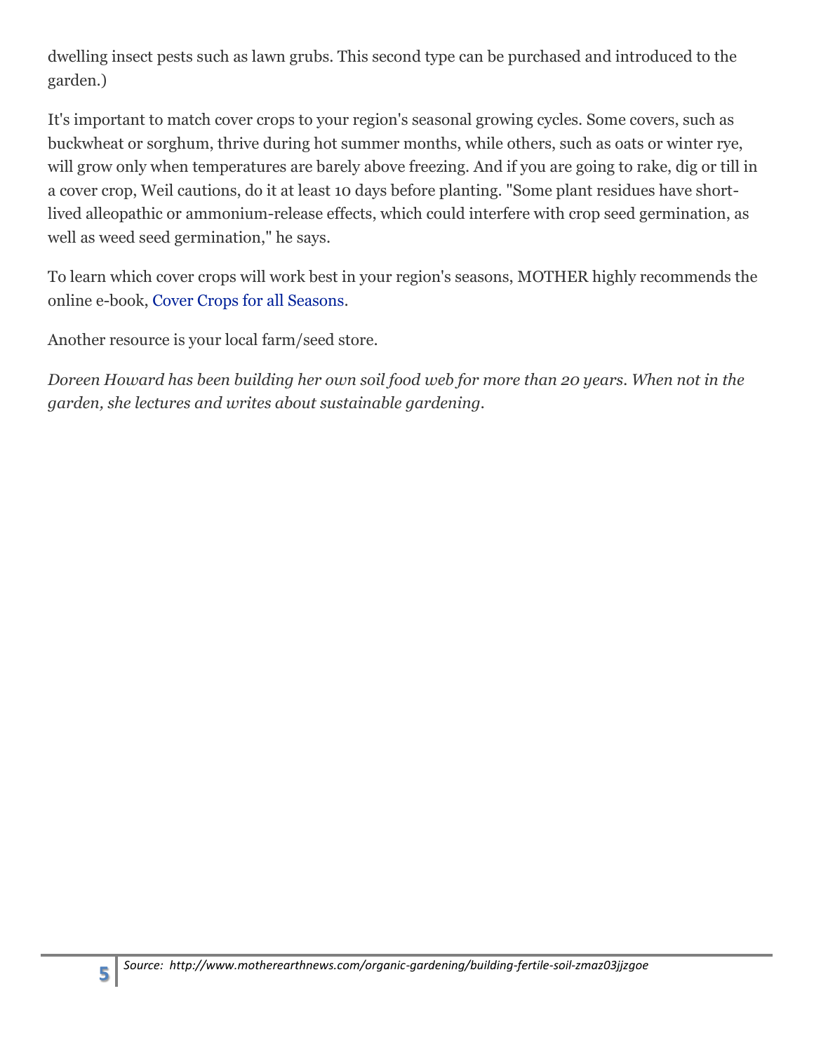dwelling insect pests such as lawn grubs. This second type can be purchased and introduced to the garden.)

It's important to match cover crops to your region's seasonal growing cycles. Some covers, such as buckwheat or sorghum, thrive during hot summer months, while others, such as oats or winter rye, will grow only when temperatures are barely above freezing. And if you are going to rake, dig or till in a cover crop, Weil cautions, do it at least 10 days before planting. "Some plant residues have short-lived alleopathic or ammonium-release effects, which could interfere with crop seed germination, as well as weed seed germination," he says.

To learn which cover crops will work best in your region's seasons, MOTHER highly recommends the online e-book, Cover Crops for all Seasons.

Another resource is your local farm/seed store.

*Doreen Howard has been building her own soil food web for more than 20 years. When not in the garden, she lectures and writes about sustainable gardening.*

*Source: http://www.motherearthnews.com/organic-gardening/building-fertile-soil-zmaz03jjzgoe*